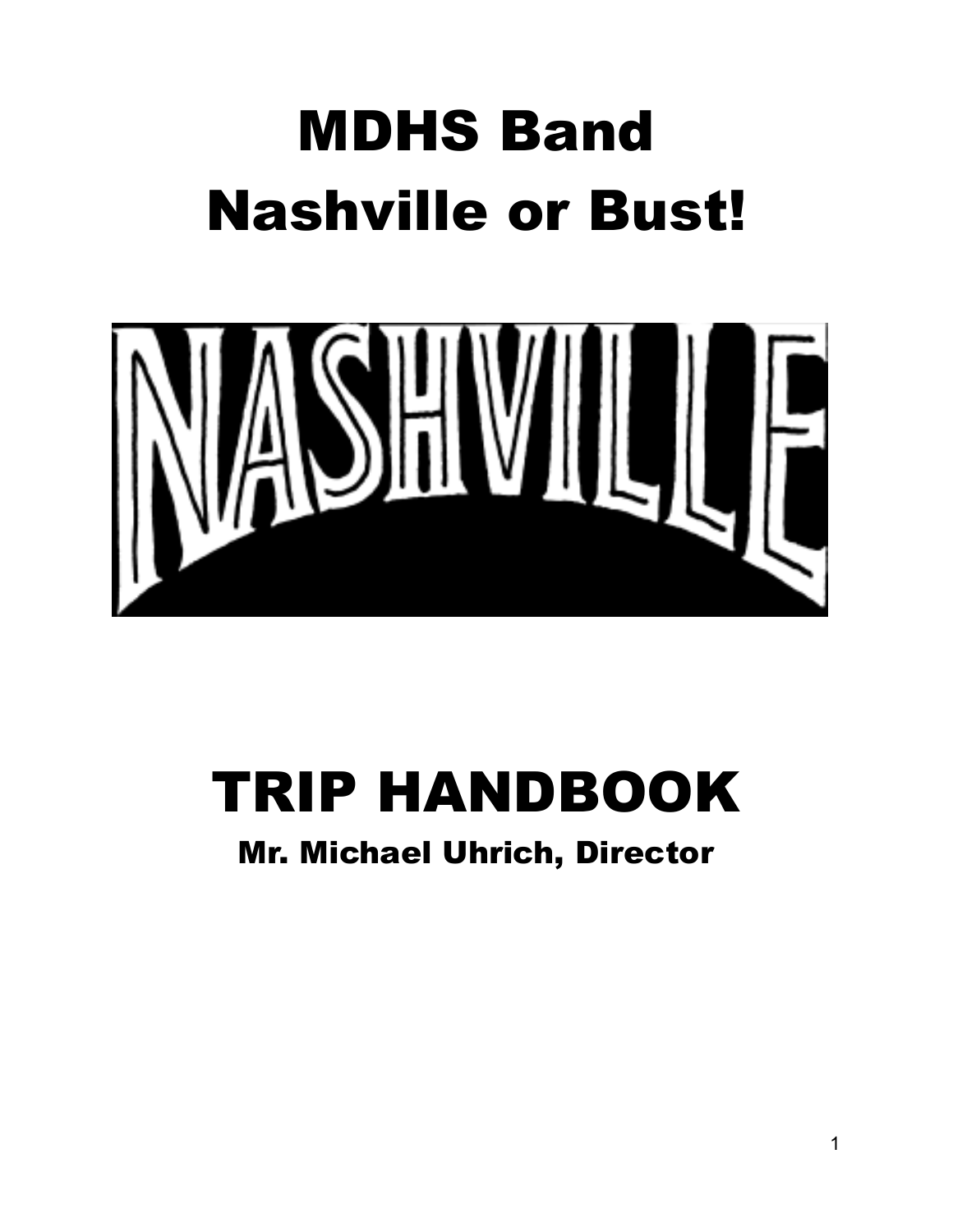# MDHS Band
# Nashville or Bust!

NASHVILLE

# TRIP HANDBOOK

### Mr. Michael Uhrich, Director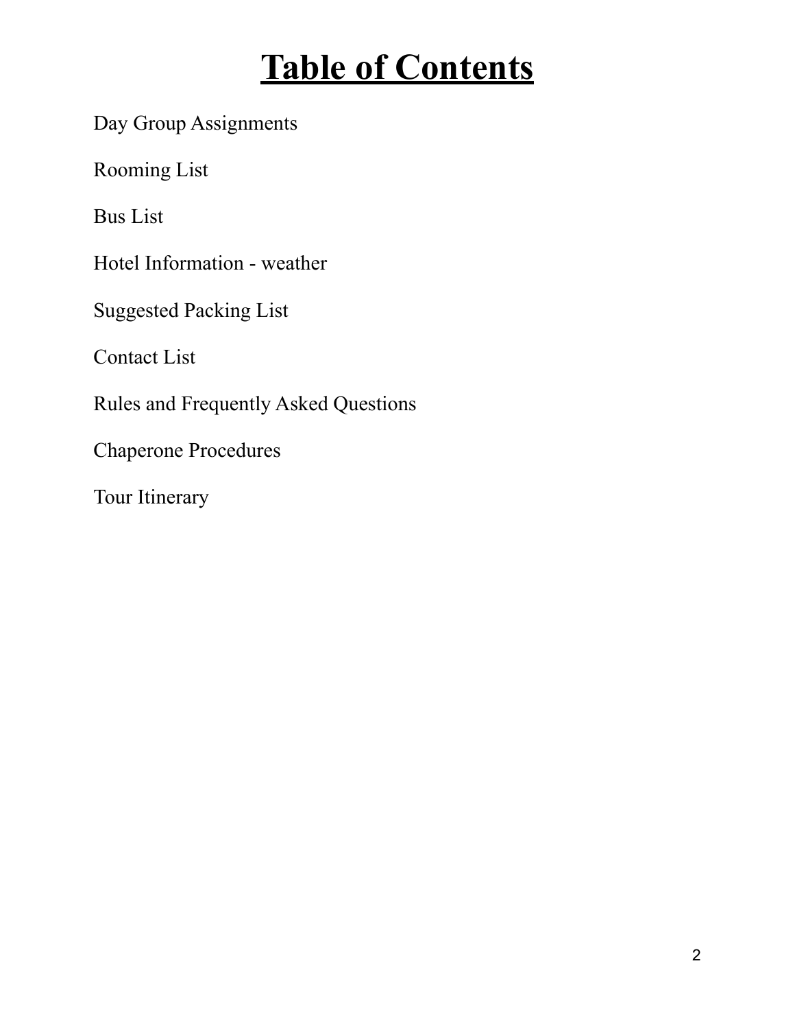# Table of Contents

Day Group Assignments

Rooming List

Bus List

Hotel Information - weather

Suggested Packing List

Contact List

Rules and Frequently Asked Questions

Chaperone Procedures

Tour Itinerary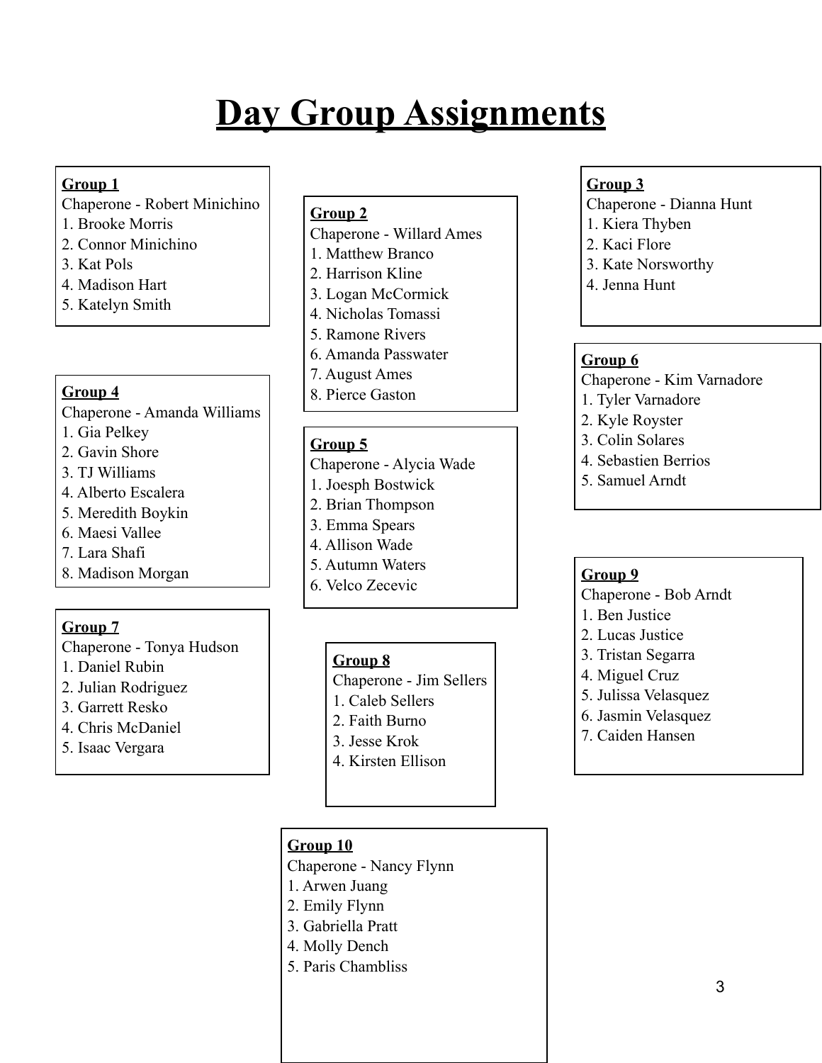# Day Group Assignments

**Group 1**
Chaperone - Robert Minichino
1. Brooke Morris
2. Connor Minichino
3. Kat Pols
4. Madison Hart
5. Katelyn Smith

**Group 2**
Chaperone - Willard Ames
1. Matthew Branco
2. Harrison Kline
3. Logan McCormick
4. Nicholas Tomassi
5. Ramone Rivers
6. Amanda Passwater
7. August Ames
8. Pierce Gaston

**Group 3**
Chaperone - Dianna Hunt
1. Kiera Thyben
2. Kaci Flore
3. Kate Norsworthy
4. Jenna Hunt

**Group 4**
Chaperone - Amanda Williams
1. Gia Pelkey
2. Gavin Shore
3. TJ Williams
4. Alberto Escalera
5. Meredith Boykin
6. Maesi Vallee
7. Lara Shafi
8. Madison Morgan

**Group 5**
Chaperone - Alycia Wade
1. Joesph Bostwick
2. Brian Thompson
3. Emma Spears
4. Allison Wade
5. Autumn Waters
6. Velco Zecevic

**Group 6**
Chaperone - Kim Varnadore
1. Tyler Varnadore
2. Kyle Royster
3. Colin Solares
4. Sebastien Berrios
5. Samuel Arndt

**Group 7**
Chaperone - Tonya Hudson
1. Daniel Rubin
2. Julian Rodriguez
3. Garrett Resko
4. Chris McDaniel
5. Isaac Vergara

**Group 8**
Chaperone - Jim Sellers
1. Caleb Sellers
2. Faith Burno
3. Jesse Krok
4. Kirsten Ellison

**Group 9**
Chaperone - Bob Arndt
1. Ben Justice
2. Lucas Justice
3. Tristan Segarra
4. Miguel Cruz
5. Julissa Velasquez
6. Jasmin Velasquez
7. Caiden Hansen

**Group 10**
Chaperone - Nancy Flynn
1. Arwen Juang
2. Emily Flynn
3. Gabriella Pratt
4. Molly Dench
5. Paris Chambliss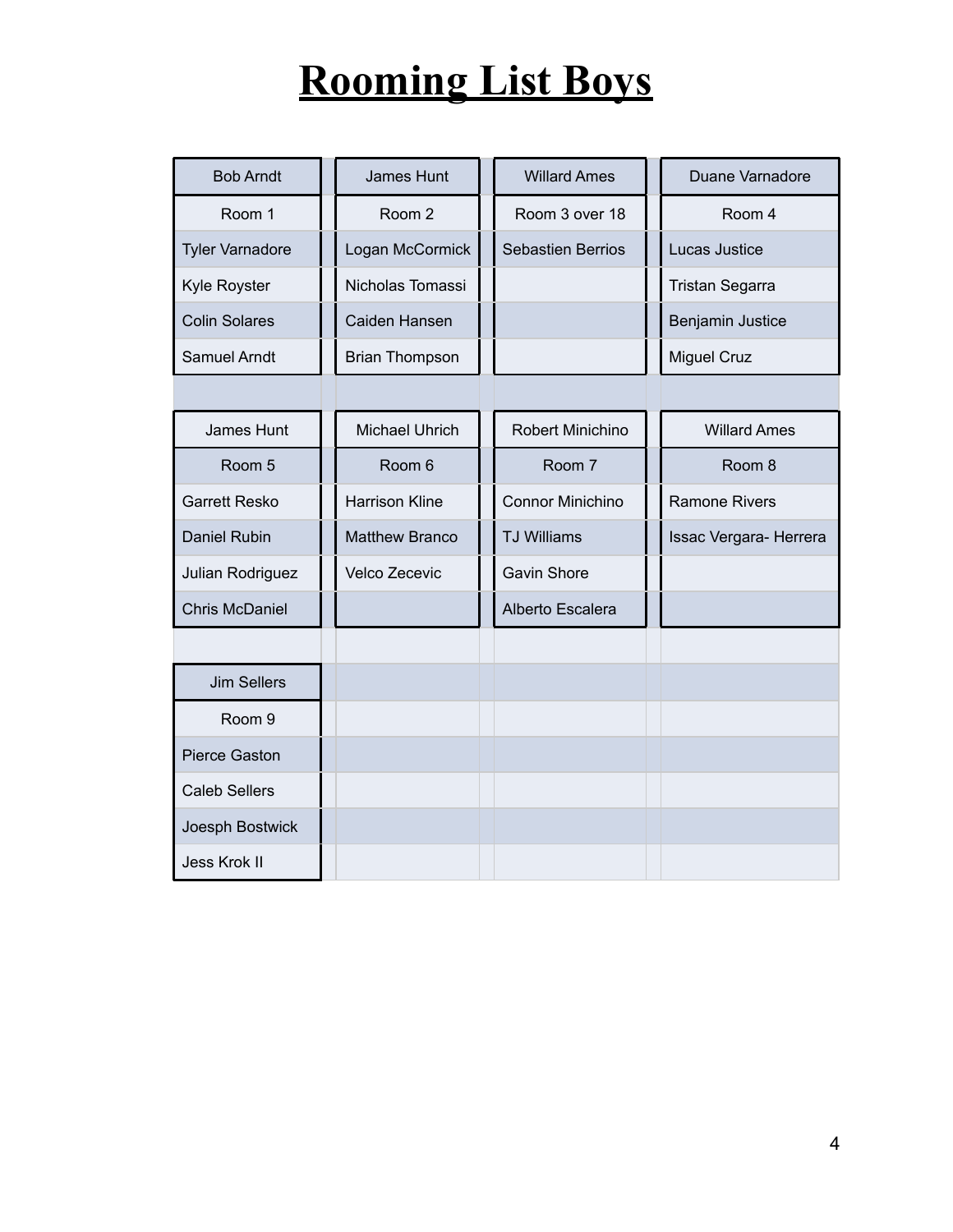# Rooming List Boys

| Bob Arndt | James Hunt | Willard Ames | Duane Varnadore |
| --- | --- | --- | --- |
| Room 1 | Room 2 | Room 3 over 18 | Room 4 |
| Tyler Varnadore | Logan McCormick | Sebastien Berrios | Lucas Justice |
| Kyle Royster | Nicholas Tomassi | | Tristan Segarra |
| Colin Solares | Caiden Hansen | | Benjamin Justice |
| Samuel Arndt | Brian Thompson | | Miguel Cruz |

| James Hunt | Michael Uhrich | Robert Minichino | Willard Ames |
| --- | --- | --- | --- |
| Room 5 | Room 6 | Room 7 | Room 8 |
| Garrett Resko | Harrison Kline | Connor Minichino | Ramone Rivers |
| Daniel Rubin | Matthew Branco | TJ Williams | Issac Vergara- Herrera |
| Julian Rodriguez | Velco Zecevic | Gavin Shore | |
| Chris McDaniel | | Alberto Escalera | |

| Jim Sellers |
| --- |
| Room 9 |
| Pierce Gaston |
| Caleb Sellers |
| Joesph Bostwick |
| Jess Krok II |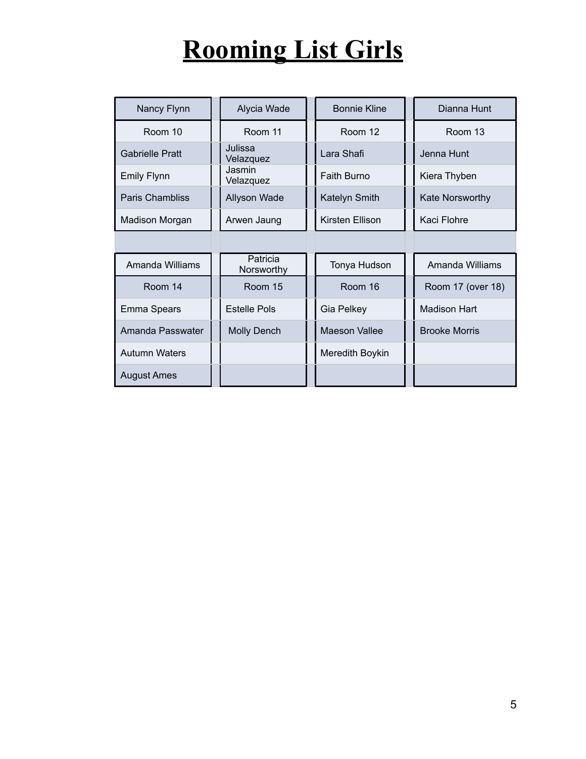# Rooming List Girls

| Nancy Flynn | Alycia Wade | Bonnie Kline | Dianna Hunt |
|---|---|---|---|
| Room 10 | Room 11 | Room 12 | Room 13 |
| Gabrielle Pratt | Julissa Velazquez | Lara Shafi | Jenna Hunt |
| Emily Flynn | Jasmin Velazquez | Faith Burno | Kiera Thyben |
| Paris Chambliss | Allyson Wade | Katelyn Smith | Kate Norsworthy |
| Madison Morgan | Arwen Jaung | Kirsten Ellison | Kaci Flohre |

| Amanda Williams | Patricia Norsworthy | Tonya Hudson | Amanda Williams |
|---|---|---|---|
| Room 14 | Room 15 | Room 16 | Room 17 (over 18) |
| Emma Spears | Estelle Pols | Gia Pelkey | Madison Hart |
| Amanda Passwater | Molly Dench | Maeson Vallee | Brooke Morris |
| Autumn Waters | | Meredith Boykin | |
| August Ames | | | |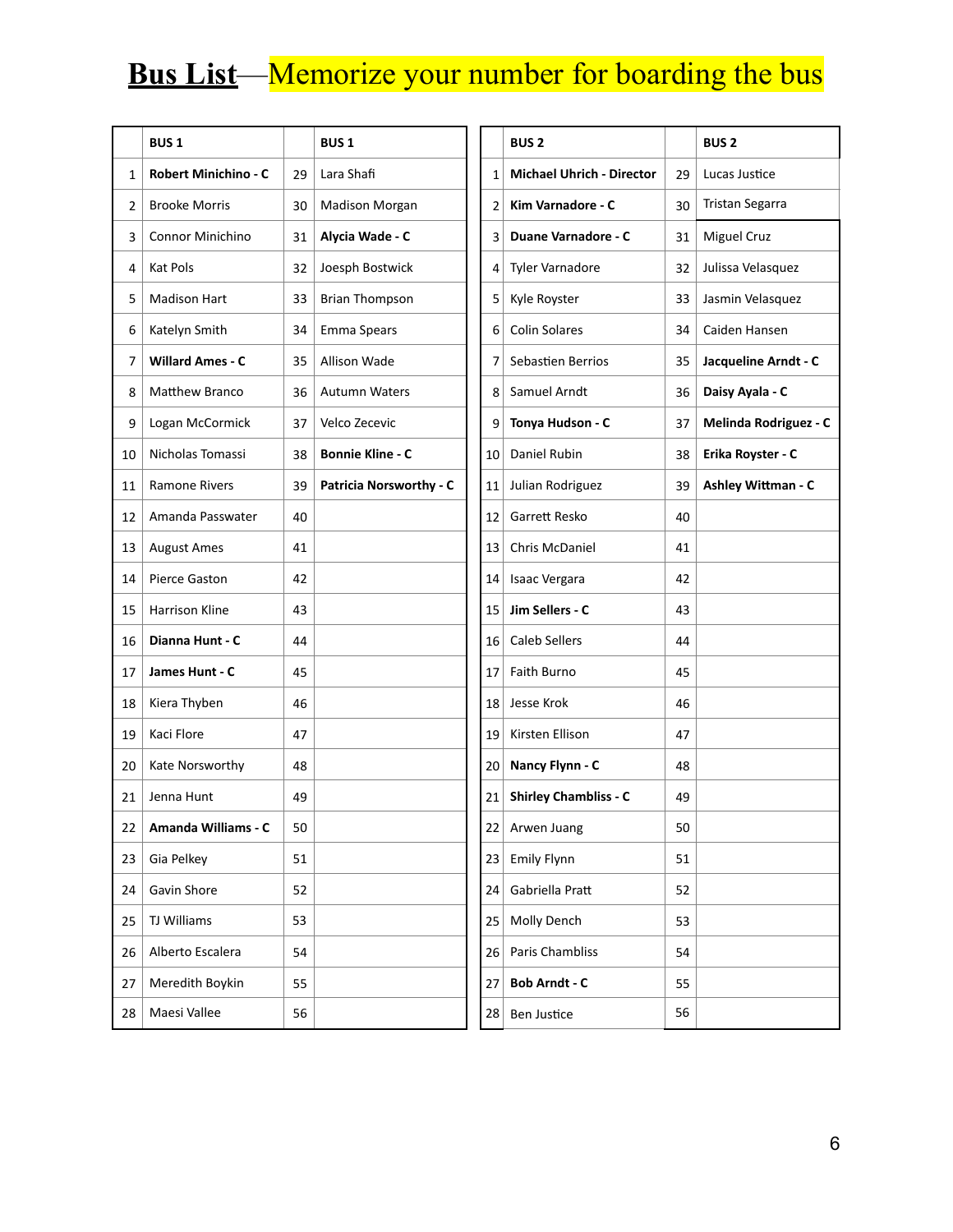# **<u>Bus List</u>**—Memorize your number for boarding the bus

| | BUS 1 | | BUS 1 |
|---|---|---|---|
| 1 | **Robert Minichino - C** | 29 | Lara Shafi |
| 2 | Brooke Morris | 30 | Madison Morgan |
| 3 | Connor Minichino | 31 | **Alycia Wade - C** |
| 4 | Kat Pols | 32 | Joesph Bostwick |
| 5 | Madison Hart | 33 | Brian Thompson |
| 6 | Katelyn Smith | 34 | Emma Spears |
| 7 | **Willard Ames - C** | 35 | Allison Wade |
| 8 | Matthew Branco | 36 | Autumn Waters |
| 9 | Logan McCormick | 37 | Velco Zecevic |
| 10 | Nicholas Tomassi | 38 | **Bonnie Kline - C** |
| 11 | Ramone Rivers | 39 | **Patricia Norsworthy - C** |
| 12 | Amanda Passwater | 40 | |
| 13 | August Ames | 41 | |
| 14 | Pierce Gaston | 42 | |
| 15 | Harrison Kline | 43 | |
| 16 | **Dianna Hunt - C** | 44 | |
| 17 | **James Hunt - C** | 45 | |
| 18 | Kiera Thyben | 46 | |
| 19 | Kaci Flore | 47 | |
| 20 | Kate Norsworthy | 48 | |
| 21 | Jenna Hunt | 49 | |
| 22 | **Amanda Williams - C** | 50 | |
| 23 | Gia Pelkey | 51 | |
| 24 | Gavin Shore | 52 | |
| 25 | TJ Williams | 53 | |
| 26 | Alberto Escalera | 54 | |
| 27 | Meredith Boykin | 55 | |
| 28 | Maesi Vallee | 56 | |

| | BUS 2 | | BUS 2 |
|---|---|---|---|
| 1 | **Michael Uhrich - Director** | 29 | Lucas Justice |
| 2 | **Kim Varnadore - C** | 30 | Tristan Segarra |
| 3 | **Duane Varnadore - C** | 31 | Miguel Cruz |
| 4 | Tyler Varnadore | 32 | Julissa Velasquez |
| 5 | Kyle Royster | 33 | Jasmin Velasquez |
| 6 | Colin Solares | 34 | Caiden Hansen |
| 7 | Sebastien Berrios | 35 | **Jacqueline Arndt - C** |
| 8 | Samuel Arndt | 36 | **Daisy Ayala - C** |
| 9 | **Tonya Hudson - C** | 37 | **Melinda Rodriguez - C** |
| 10 | Daniel Rubin | 38 | **Erika Royster - C** |
| 11 | Julian Rodriguez | 39 | **Ashley Wittman - C** |
| 12 | Garrett Resko | 40 | |
| 13 | Chris McDaniel | 41 | |
| 14 | Isaac Vergara | 42 | |
| 15 | **Jim Sellers - C** | 43 | |
| 16 | Caleb Sellers | 44 | |
| 17 | Faith Burno | 45 | |
| 18 | Jesse Krok | 46 | |
| 19 | Kirsten Ellison | 47 | |
| 20 | **Nancy Flynn - C** | 48 | |
| 21 | **Shirley Chambliss - C** | 49 | |
| 22 | Arwen Juang | 50 | |
| 23 | Emily Flynn | 51 | |
| 24 | Gabriella Pratt | 52 | |
| 25 | Molly Dench | 53 | |
| 26 | Paris Chambliss | 54 | |
| 27 | **Bob Arndt - C** | 55 | |
| 28 | Ben Justice | 56 | |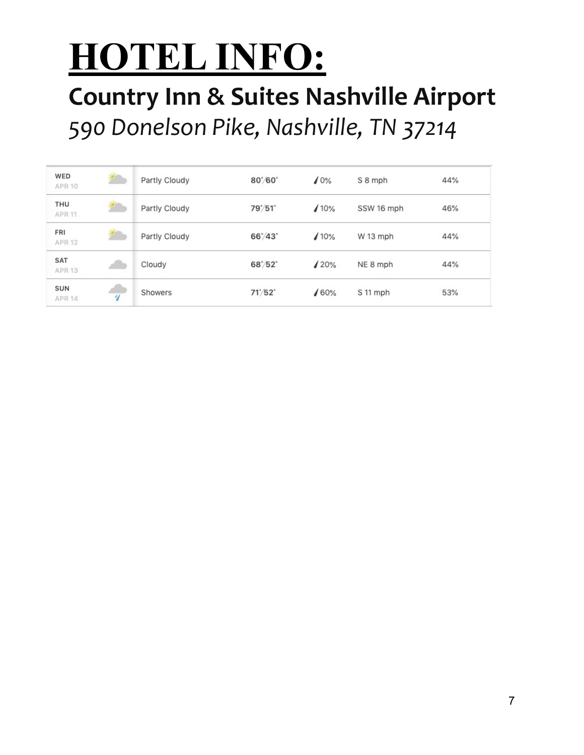# HOTEL INFO:

## Country Inn & Suites Nashville Airport

*590 Donelson Pike, Nashville, TN 37214*

| Day | | Condition | High/Low | Precip. | Wind | Humidity |
|---|---|---|---|---|---|---|
| WED APR 10 | | Partly Cloudy | 80°/60° | 0% | S 8 mph | 44% |
| THU APR 11 | | Partly Cloudy | 79°/51° | 10% | SSW 16 mph | 46% |
| FRI APR 12 | | Partly Cloudy | 66°/43° | 10% | W 13 mph | 44% |
| SAT APR 13 | | Cloudy | 68°/52° | 20% | NE 8 mph | 44% |
| SUN APR 14 | | Showers | 71°/52° | 60% | S 11 mph | 53% |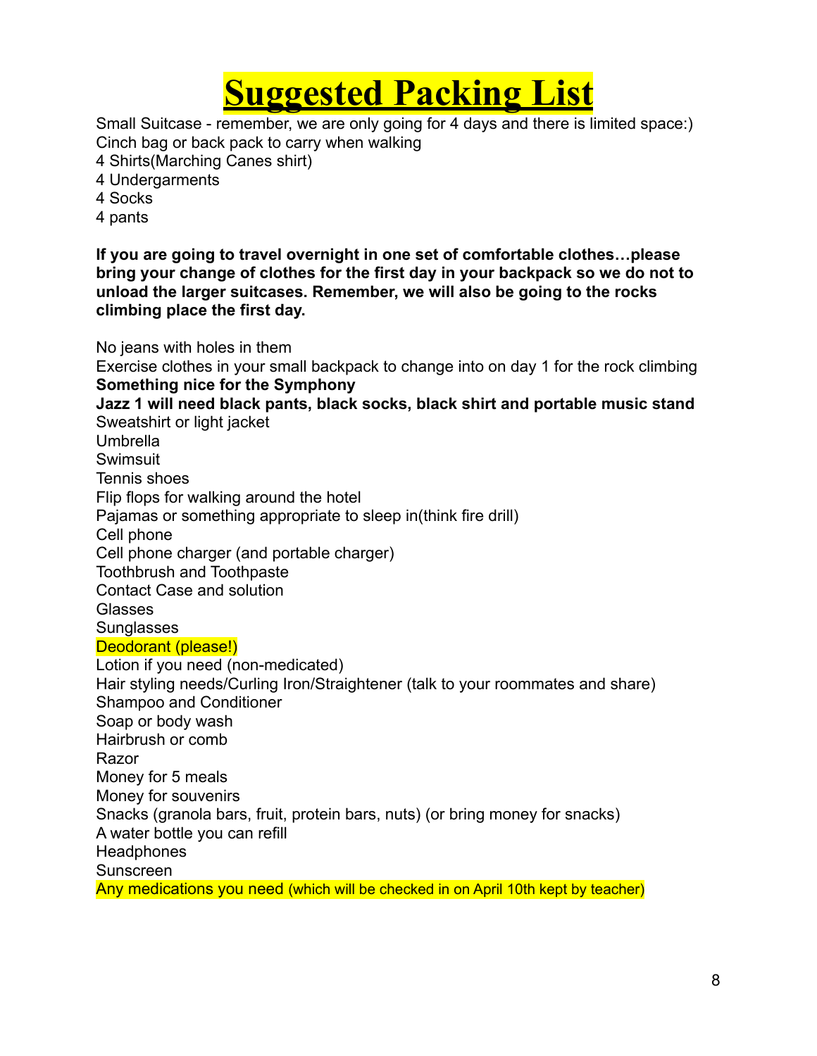# Suggested Packing List

Small Suitcase - remember, we are only going for 4 days and there is limited space:)
Cinch bag or back pack to carry when walking
4 Shirts(Marching Canes shirt)
4 Undergarments
4 Socks
4 pants

**If you are going to travel overnight in one set of comfortable clothes…please bring your change of clothes for the first day in your backpack so we do not to unload the larger suitcases. Remember, we will also be going to the rocks climbing place the first day.**

No jeans with holes in them
Exercise clothes in your small backpack to change into on day 1 for the rock climbing
**Something nice for the Symphony**
**Jazz 1 will need black pants, black socks, black shirt and portable music stand**
Sweatshirt or light jacket
Umbrella
Swimsuit
Tennis shoes
Flip flops for walking around the hotel
Pajamas or something appropriate to sleep in(think fire drill)
Cell phone
Cell phone charger (and portable charger)
Toothbrush and Toothpaste
Contact Case and solution
Glasses
Sunglasses
Deodorant (please!)
Lotion if you need (non-medicated)
Hair styling needs/Curling Iron/Straightener (talk to your roommates and share)
Shampoo and Conditioner
Soap or body wash
Hairbrush or comb
Razor
Money for 5 meals
Money for souvenirs
Snacks (granola bars, fruit, protein bars, nuts) (or bring money for snacks)
A water bottle you can refill
Headphones
Sunscreen
Any medications you need (which will be checked in on April 10th kept by teacher)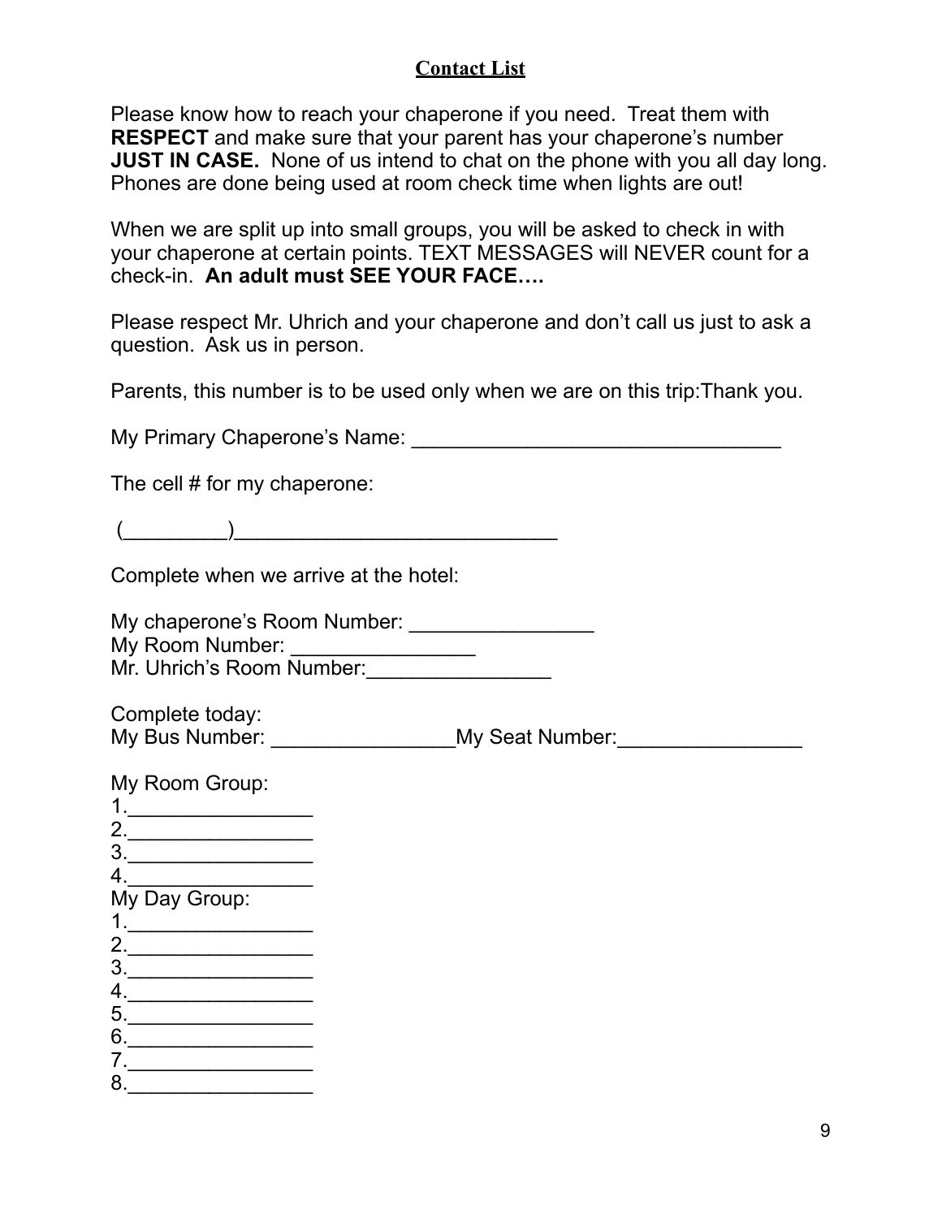## Contact List

Please know how to reach your chaperone if you need. Treat them with **RESPECT** and make sure that your parent has your chaperone's number **JUST IN CASE.** None of us intend to chat on the phone with you all day long. Phones are done being used at room check time when lights are out!

When we are split up into small groups, you will be asked to check in with your chaperone at certain points. TEXT MESSAGES will NEVER count for a check-in. **An adult must SEE YOUR FACE….**

Please respect Mr. Uhrich and your chaperone and don't call us just to ask a question. Ask us in person.

Parents, this number is to be used only when we are on this trip:Thank you.

My Primary Chaperone's Name: ________________________________

The cell # for my chaperone:

(_________)____________________________

Complete when we arrive at the hotel:

My chaperone's Room Number: ________________
My Room Number: ________________
Mr. Uhrich's Room Number:________________

Complete today:
My Bus Number: ________________My Seat Number:________________

My Room Group:
1.________________
2.________________
3.________________
4.________________

My Day Group:
1.________________
2.________________
3.________________
4.________________
5.________________
6.________________
7.________________
8.________________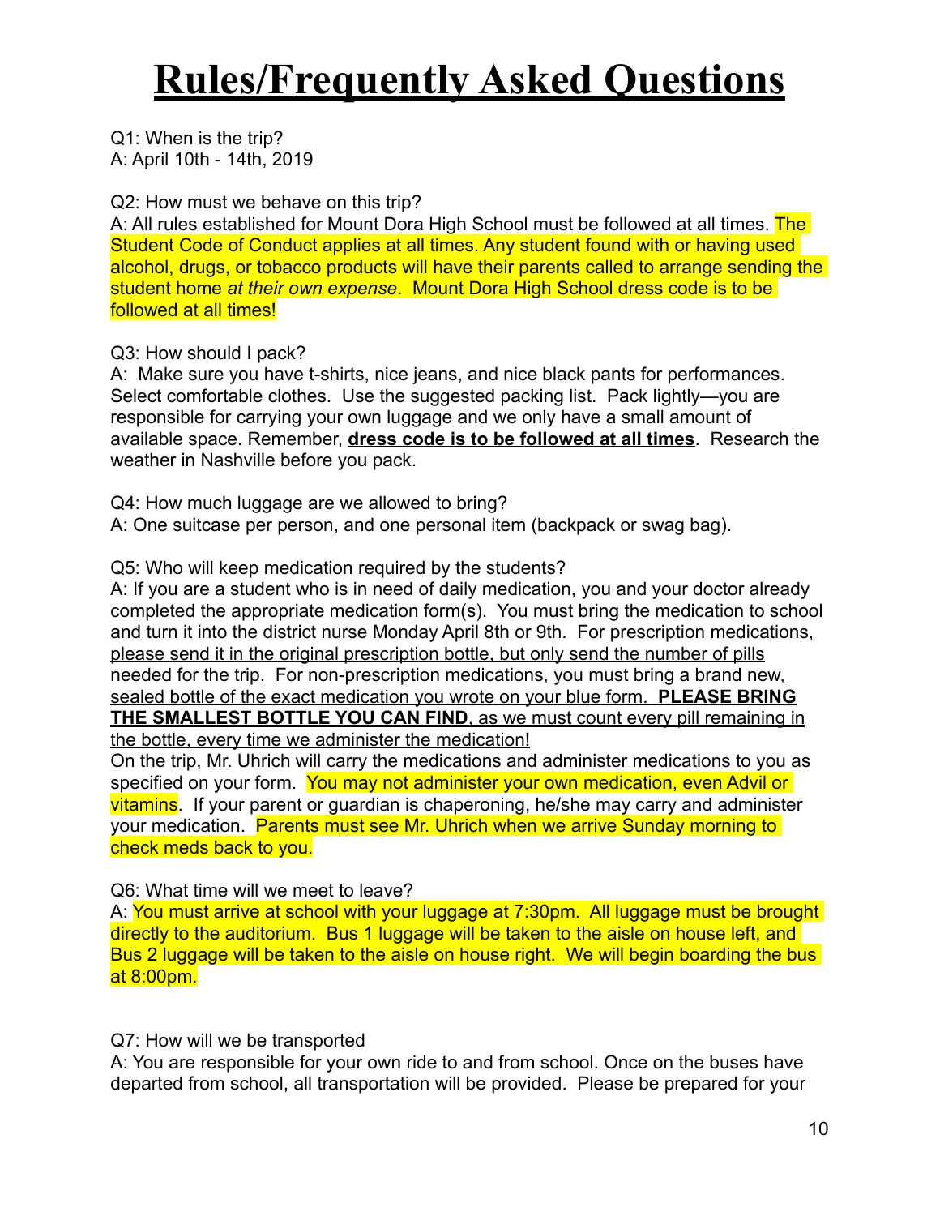# Rules/Frequently Asked Questions

Q1: When is the trip?
A: April 10th - 14th, 2019

Q2: How must we behave on this trip?
A: All rules established for Mount Dora High School must be followed at all times. The Student Code of Conduct applies at all times. Any student found with or having used alcohol, drugs, or tobacco products will have their parents called to arrange sending the student home *at their own expense*. Mount Dora High School dress code is to be followed at all times!

Q3: How should I pack?
A: Make sure you have t-shirts, nice jeans, and nice black pants for performances. Select comfortable clothes. Use the suggested packing list. Pack lightly—you are responsible for carrying your own luggage and we only have a small amount of available space. Remember, **dress code is to be followed at all times**. Research the weather in Nashville before you pack.

Q4: How much luggage are we allowed to bring?
A: One suitcase per person, and one personal item (backpack or swag bag).

Q5: Who will keep medication required by the students?
A: If you are a student who is in need of daily medication, you and your doctor already completed the appropriate medication form(s). You must bring the medication to school and turn it into the district nurse Monday April 8th or 9th. For prescription medications, please send it in the original prescription bottle, but only send the number of pills needed for the trip. For non-prescription medications, you must bring a brand new, sealed bottle of the exact medication you wrote on your blue form. **PLEASE BRING THE SMALLEST BOTTLE YOU CAN FIND**, as we must count every pill remaining in the bottle, every time we administer the medication!
On the trip, Mr. Uhrich will carry the medications and administer medications to you as specified on your form. You may not administer your own medication, even Advil or vitamins. If your parent or guardian is chaperoning, he/she may carry and administer your medication. Parents must see Mr. Uhrich when we arrive Sunday morning to check meds back to you.

Q6: What time will we meet to leave?
A: You must arrive at school with your luggage at 7:30pm. All luggage must be brought directly to the auditorium. Bus 1 luggage will be taken to the aisle on house left, and Bus 2 luggage will be taken to the aisle on house right. We will begin boarding the bus at 8:00pm.

Q7: How will we be transported
A: You are responsible for your own ride to and from school. Once on the buses have departed from school, all transportation will be provided. Please be prepared for your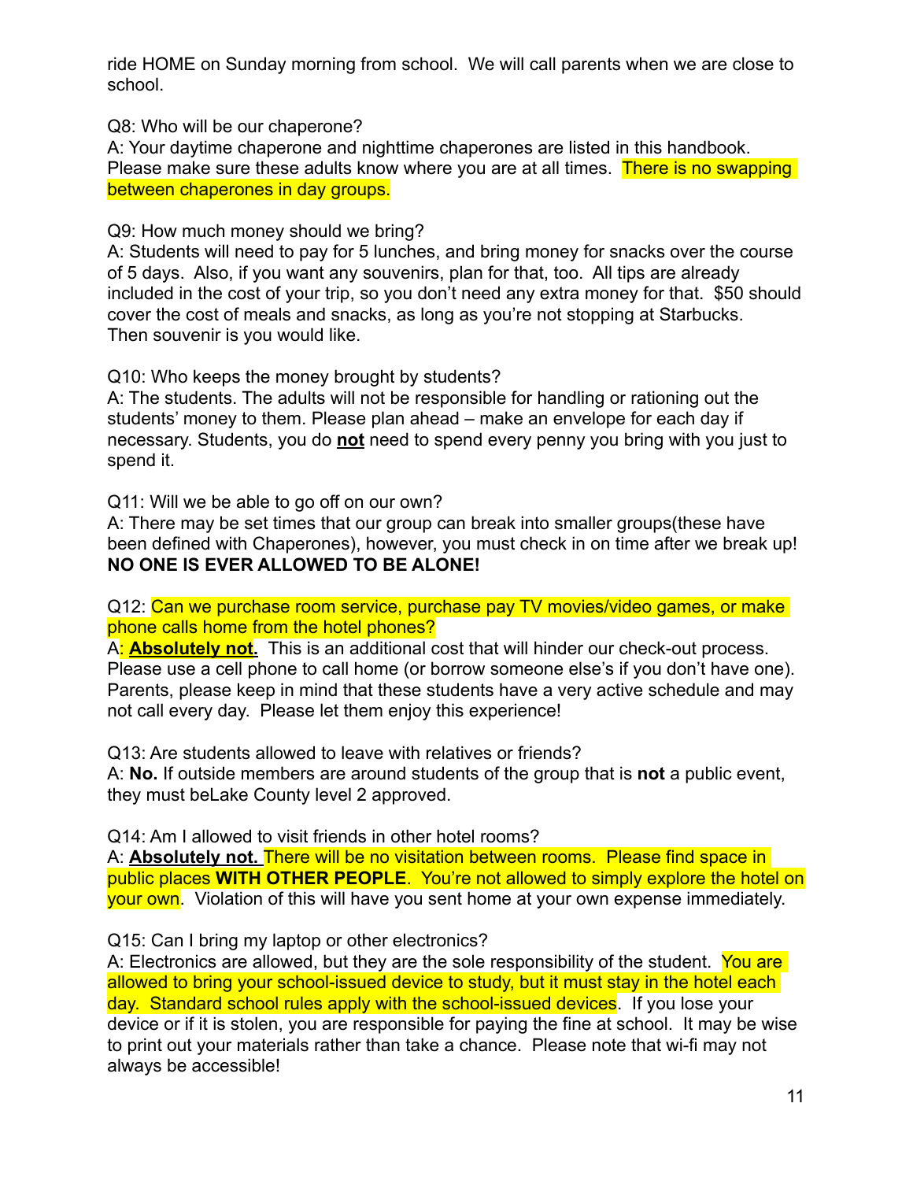ride HOME on Sunday morning from school. We will call parents when we are close to school.

Q8: Who will be our chaperone?
A: Your daytime chaperone and nighttime chaperones are listed in this handbook. Please make sure these adults know where you are at all times. There is no swapping between chaperones in day groups.

Q9: How much money should we bring?
A: Students will need to pay for 5 lunches, and bring money for snacks over the course of 5 days. Also, if you want any souvenirs, plan for that, too. All tips are already included in the cost of your trip, so you don't need any extra money for that. $50 should cover the cost of meals and snacks, as long as you're not stopping at Starbucks. Then souvenir is you would like.

Q10: Who keeps the money brought by students?
A: The students. The adults will not be responsible for handling or rationing out the students' money to them. Please plan ahead – make an envelope for each day if necessary. Students, you do **not** need to spend every penny you bring with you just to spend it.

Q11: Will we be able to go off on our own?
A: There may be set times that our group can break into smaller groups(these have been defined with Chaperones), however, you must check in on time after we break up! **NO ONE IS EVER ALLOWED TO BE ALONE!**

Q12: Can we purchase room service, purchase pay TV movies/video games, or make phone calls home from the hotel phones?
A: **Absolutely not.** This is an additional cost that will hinder our check-out process. Please use a cell phone to call home (or borrow someone else's if you don't have one). Parents, please keep in mind that these students have a very active schedule and may not call every day. Please let them enjoy this experience!

Q13: Are students allowed to leave with relatives or friends?
A: **No.** If outside members are around students of the group that is **not** a public event, they must beLake County level 2 approved.

Q14: Am I allowed to visit friends in other hotel rooms?
A: **Absolutely not.** There will be no visitation between rooms. Please find space in public places **WITH OTHER PEOPLE**. You're not allowed to simply explore the hotel on your own. Violation of this will have you sent home at your own expense immediately.

Q15: Can I bring my laptop or other electronics?
A: Electronics are allowed, but they are the sole responsibility of the student. You are allowed to bring your school-issued device to study, but it must stay in the hotel each day. Standard school rules apply with the school-issued devices. If you lose your device or if it is stolen, you are responsible for paying the fine at school. It may be wise to print out your materials rather than take a chance. Please note that wi-fi may not always be accessible!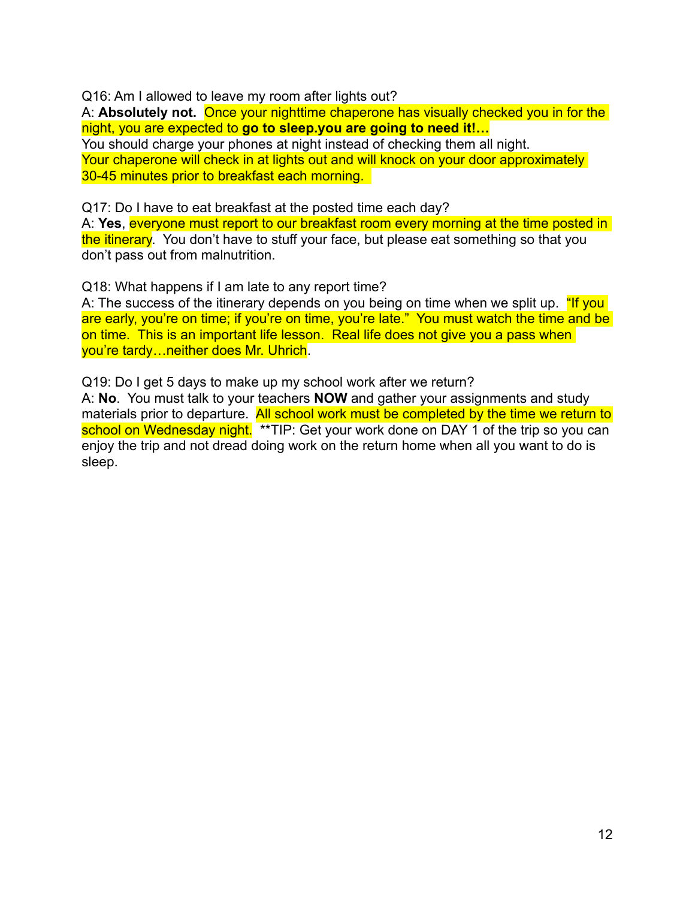Q16: Am I allowed to leave my room after lights out?

A: **Absolutely not.** Once your nighttime chaperone has visually checked you in for the night, you are expected to **go to sleep.you are going to need it!…**

You should charge your phones at night instead of checking them all night.

Your chaperone will check in at lights out and will knock on your door approximately 30-45 minutes prior to breakfast each morning.

Q17: Do I have to eat breakfast at the posted time each day?

A: **Yes**, everyone must report to our breakfast room every morning at the time posted in the itinerary. You don't have to stuff your face, but please eat something so that you don't pass out from malnutrition.

Q18: What happens if I am late to any report time?

A: The success of the itinerary depends on you being on time when we split up. "If you are early, you're on time; if you're on time, you're late." You must watch the time and be on time. This is an important life lesson. Real life does not give you a pass when you're tardy…neither does Mr. Uhrich.

Q19: Do I get 5 days to make up my school work after we return?

A: **No**. You must talk to your teachers **NOW** and gather your assignments and study materials prior to departure. All school work must be completed by the time we return to school on Wednesday night. **TIP: Get your work done on DAY 1 of the trip so you can enjoy the trip and not dread doing work on the return home when all you want to do is sleep.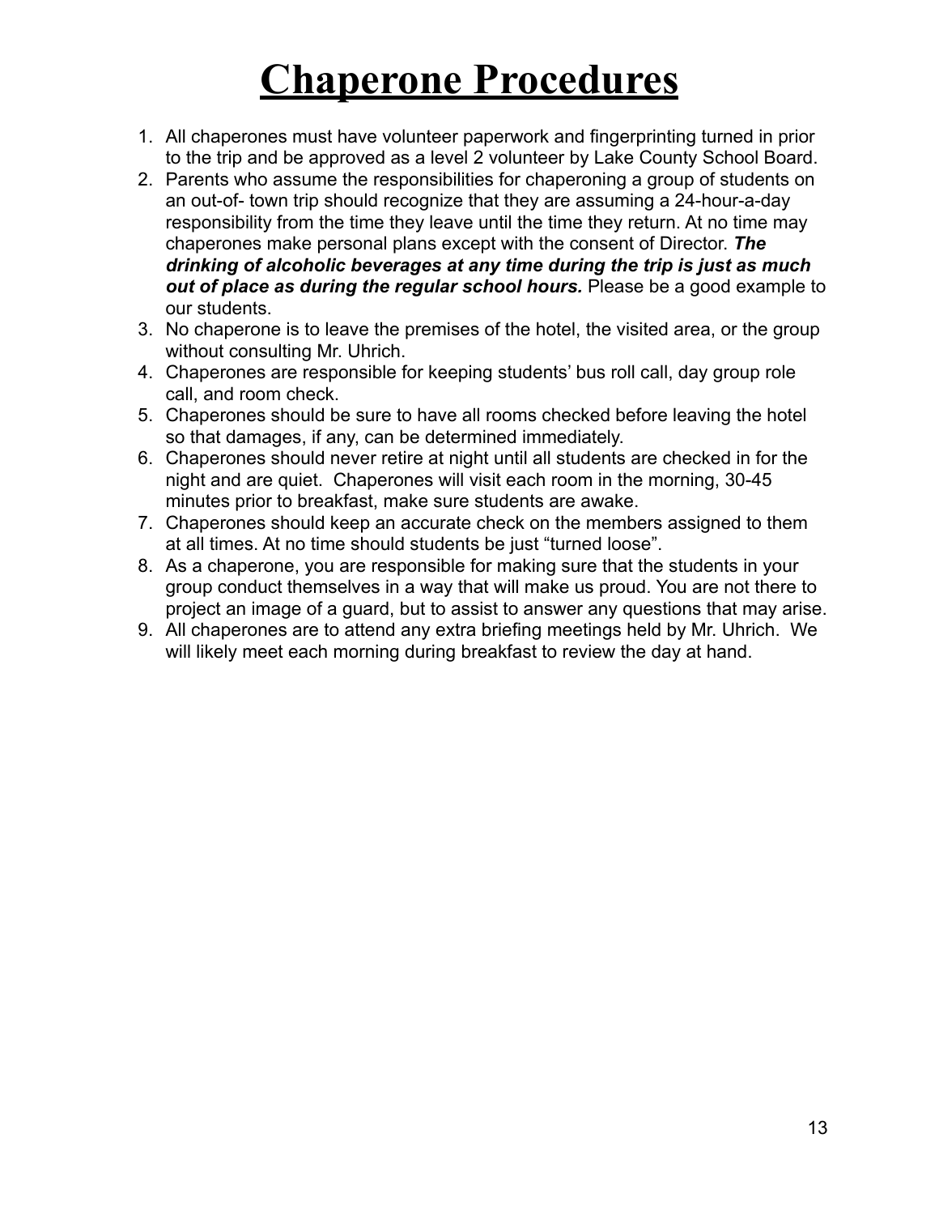# Chaperone Procedures

1. All chaperones must have volunteer paperwork and fingerprinting turned in prior to the trip and be approved as a level 2 volunteer by Lake County School Board.
2. Parents who assume the responsibilities for chaperoning a group of students on an out-of- town trip should recognize that they are assuming a 24-hour-a-day responsibility from the time they leave until the time they return. At no time may chaperones make personal plans except with the consent of Director. ***The drinking of alcoholic beverages at any time during the trip is just as much out of place as during the regular school hours.*** Please be a good example to our students.
3. No chaperone is to leave the premises of the hotel, the visited area, or the group without consulting Mr. Uhrich.
4. Chaperones are responsible for keeping students' bus roll call, day group role call, and room check.
5. Chaperones should be sure to have all rooms checked before leaving the hotel so that damages, if any, can be determined immediately.
6. Chaperones should never retire at night until all students are checked in for the night and are quiet. Chaperones will visit each room in the morning, 30-45 minutes prior to breakfast, make sure students are awake.
7. Chaperones should keep an accurate check on the members assigned to them at all times. At no time should students be just "turned loose".
8. As a chaperone, you are responsible for making sure that the students in your group conduct themselves in a way that will make us proud. You are not there to project an image of a guard, but to assist to answer any questions that may arise.
9. All chaperones are to attend any extra briefing meetings held by Mr. Uhrich. We will likely meet each morning during breakfast to review the day at hand.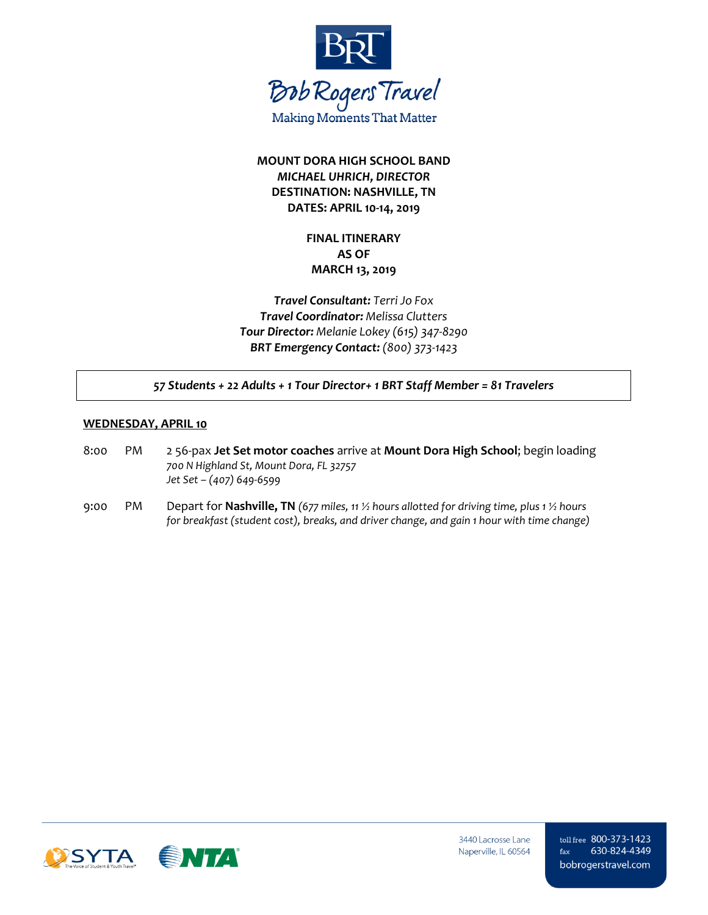**MOUNT DORA HIGH SCHOOL BAND**
***MICHAEL UHRICH, DIRECTOR***
**DESTINATION: NASHVILLE, TN**
**DATES: APRIL 10-14, 2019**

**FINAL ITINERARY**
**AS OF**
**MARCH 13, 2019**

***Travel Consultant:*** *Terri Jo Fox*
***Travel Coordinator:*** *Melissa Clutters*
***Tour Director:*** *Melanie Lokey (615) 347-8290*
***BRT Emergency Contact:*** *(800) 373-1423*

***57 Students + 22 Adults + 1 Tour Director+ 1 BRT Staff Member = 81 Travelers***

**WEDNESDAY, APRIL 10**

8:00 PM — 2 56-pax **Jet Set motor coaches** arrive at **Mount Dora High School**; begin loading
*700 N Highland St, Mount Dora, FL 32757*
*Jet Set – (407) 649-6599*

9:00 PM — Depart for **Nashville, TN** *(677 miles, 11 ½ hours allotted for driving time, plus 1 ½ hours for breakfast (student cost), breaks, and driver change, and gain 1 hour with time change)*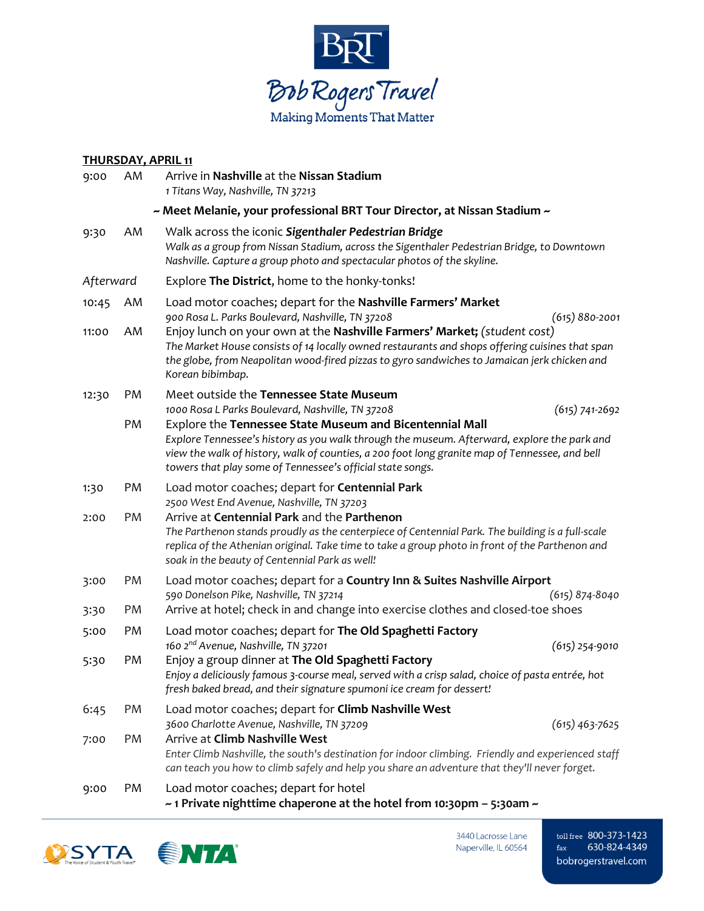**THURSDAY, APRIL 11**

| | | |
|---|---|---|
| 9:00 | AM | Arrive in **Nashville** at the **Nissan Stadium**<br>*1 Titans Way, Nashville, TN 37213* |
| | | **~ Meet Melanie, your professional BRT Tour Director, at Nissan Stadium ~** |
| 9:30 | AM | Walk across the iconic ***Sigenthaler Pedestrian Bridge***<br>*Walk as a group from Nissan Stadium, across the Sigenthaler Pedestrian Bridge, to Downtown Nashville. Capture a group photo and spectacular photos of the skyline.* |
| *Afterward* | | Explore **The District**, home to the honky-tonks! |
| 10:45 | AM | Load motor coaches; depart for the **Nashville Farmers' Market**<br>*900 Rosa L. Parks Boulevard, Nashville, TN 37208* *(615) 880-2001* |
| 11:00 | AM | Enjoy lunch on your own at the **Nashville Farmers' Market;** *(student cost)*<br>*The Market House consists of 14 locally owned restaurants and shops offering cuisines that span the globe, from Neapolitan wood-fired pizzas to gyro sandwiches to Jamaican jerk chicken and Korean bibimbap.* |
| 12:30 | PM | Meet outside the **Tennessee State Museum**<br>*1000 Rosa L Parks Boulevard, Nashville, TN 37208* *(615) 741-2692* |
| | PM | Explore the **Tennessee State Museum and Bicentennial Mall**<br>*Explore Tennessee's history as you walk through the museum. Afterward, explore the park and view the walk of history, walk of counties, a 200 foot long granite map of Tennessee, and bell towers that play some of Tennessee's official state songs.* |
| 1:30 | PM | Load motor coaches; depart for **Centennial Park**<br>*2500 West End Avenue, Nashville, TN 37203* |
| 2:00 | PM | Arrive at **Centennial Park** and the **Parthenon**<br>*The Parthenon stands proudly as the centerpiece of Centennial Park. The building is a full-scale replica of the Athenian original. Take time to take a group photo in front of the Parthenon and soak in the beauty of Centennial Park as well!* |
| 3:00 | PM | Load motor coaches; depart for a **Country Inn & Suites Nashville Airport**<br>*590 Donelson Pike, Nashville, TN 37214* *(615) 874-8040* |
| 3:30 | PM | Arrive at hotel; check in and change into exercise clothes and closed-toe shoes |
| 5:00 | PM | Load motor coaches; depart for **The Old Spaghetti Factory**<br>*160 2nd Avenue, Nashville, TN 37201* *(615) 254-9010* |
| 5:30 | PM | Enjoy a group dinner at **The Old Spaghetti Factory**<br>*Enjoy a deliciously famous 3-course meal, served with a crisp salad, choice of pasta entrée, hot fresh baked bread, and their signature spumoni ice cream for dessert!* |
| 6:45 | PM | Load motor coaches; depart for **Climb Nashville West**<br>*3600 Charlotte Avenue, Nashville, TN 37209* *(615) 463-7625* |
| 7:00 | PM | Arrive at **Climb Nashville West**<br>*Enter Climb Nashville, the south's destination for indoor climbing. Friendly and experienced staff can teach you how to climb safely and help you share an adventure that they'll never forget.* |
| 9:00 | PM | Load motor coaches; depart for hotel<br>**~ 1 Private nighttime chaperone at the hotel from 10:30pm – 5:30am ~** |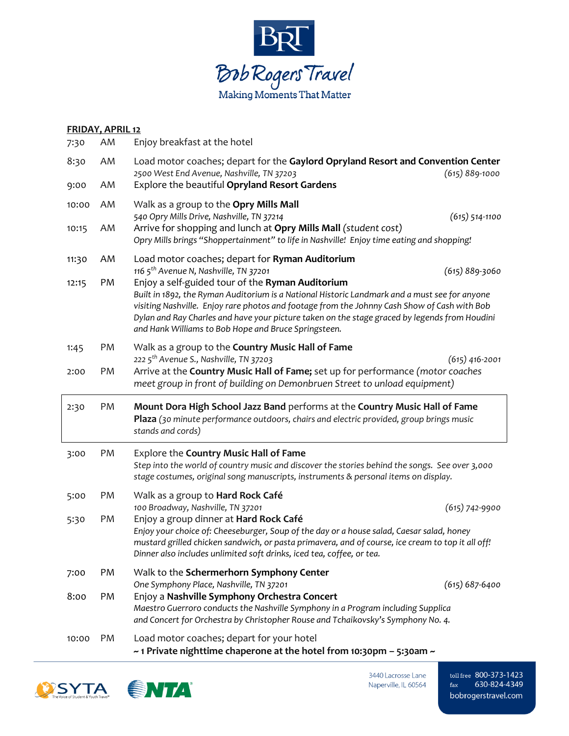**Bob Rogers Travel**
Making Moments That Matter

## FRIDAY, APRIL 12

| Time | | Activity |
|---|---|---|
| 7:30 | AM | Enjoy breakfast at the hotel |
| 8:30 | AM | Load motor coaches; depart for the **Gaylord Opryland Resort and Convention Center**<br>*2500 West End Avenue, Nashville, TN 37203* *(615) 889-1000* |
| 9:00 | AM | Explore the beautiful **Opryland Resort Gardens** |
| 10:00 | AM | Walk as a group to the **Opry Mills Mall**<br>*540 Opry Mills Drive, Nashville, TN 37214* *(615) 514-1100* |
| 10:15 | AM | Arrive for shopping and lunch at **Opry Mills Mall** *(student cost)*<br>*Opry Mills brings "Shoppertainment" to life in Nashville! Enjoy time eating and shopping!* |
| 11:30 | AM | Load motor coaches; depart for **Ryman Auditorium**<br>*116 5th Avenue N, Nashville, TN 37201* *(615) 889-3060* |
| 12:15 | PM | Enjoy a self-guided tour of the **Ryman Auditorium**<br>*Built in 1892, the Ryman Auditorium is a National Historic Landmark and a must see for anyone visiting Nashville. Enjoy rare photos and footage from the Johnny Cash Show of Cash with Bob Dylan and Ray Charles and have your picture taken on the stage graced by legends from Houdini and Hank Williams to Bob Hope and Bruce Springsteen.* |
| 1:45 | PM | Walk as a group to the **Country Music Hall of Fame**<br>*222 5th Avenue S., Nashville, TN 37203* *(615) 416-2001* |
| 2:00 | PM | Arrive at the **Country Music Hall of Fame;** set up for performance *(motor coaches meet group in front of building on Demonbruen Street to unload equipment)* |
| 2:30 | PM | **Mount Dora High School Jazz Band** performs at the **Country Music Hall of Fame Plaza** *(30 minute performance outdoors, chairs and electric provided, group brings music stands and cords)* |
| 3:00 | PM | Explore the **Country Music Hall of Fame**<br>*Step into the world of country music and discover the stories behind the songs. See over 3,000 stage costumes, original song manuscripts, instruments & personal items on display.* |
| 5:00 | PM | Walk as a group to **Hard Rock Café**<br>*100 Broadway, Nashville, TN 37201* *(615) 742-9900* |
| 5:30 | PM | Enjoy a group dinner at **Hard Rock Café**<br>*Enjoy your choice of: Cheeseburger, Soup of the day or a house salad, Caesar salad, honey mustard grilled chicken sandwich, or pasta primavera, and of course, ice cream to top it all off! Dinner also includes unlimited soft drinks, iced tea, coffee, or tea.* |
| 7:00 | PM | Walk to the **Schermerhorn Symphony Center**<br>*One Symphony Place, Nashville, TN 37201* *(615) 687-6400* |
| 8:00 | PM | Enjoy a **Nashville Symphony Orchestra Concert**<br>*Maestro Guerroro conducts the Nashville Symphony in a Program including Supplica and Concert for Orchestra by Christopher Rouse and Tchaikovsky's Symphony No. 4.* |
| 10:00 | PM | Load motor coaches; depart for your hotel<br>**~ 1 Private nighttime chaperone at the hotel from 10:30pm – 5:30am ~** |

3440 Lacrosse Lane
Naperville, IL 60564

toll free 800-373-1423
fax 630-824-4349
bobrogerstravel.com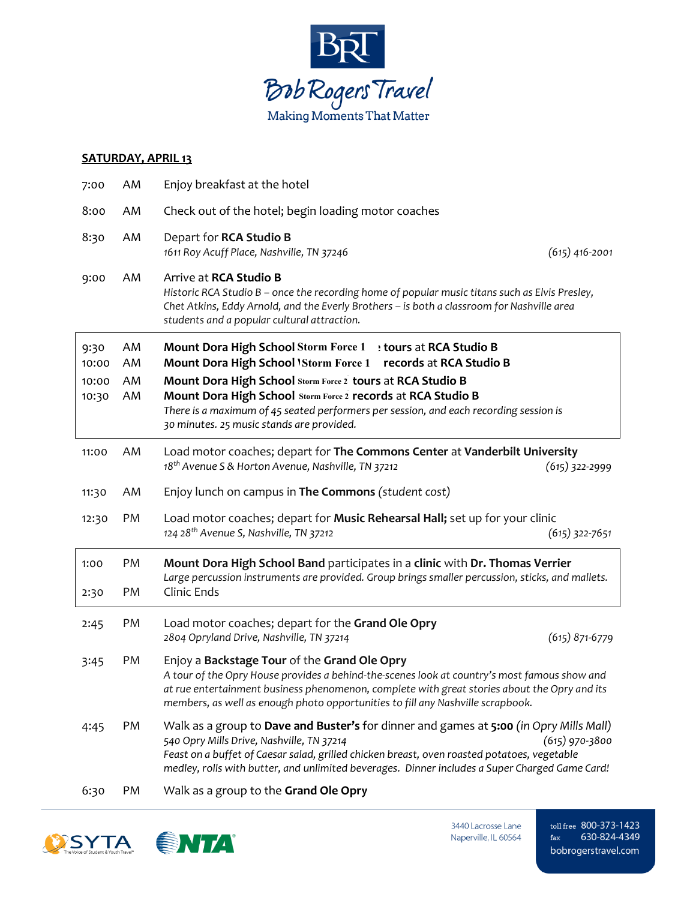## SATURDAY, APRIL 13

| | | |
|---|---|---|
| 7:00 | AM | Enjoy breakfast at the hotel |
| 8:00 | AM | Check out of the hotel; begin loading motor coaches |
| 8:30 | AM | Depart for **RCA Studio B**<br>*1611 Roy Acuff Place, Nashville, TN 37246* *(615) 416-2001* |
| 9:00 | AM | Arrive at **RCA Studio B**<br>*Historic RCA Studio B – once the recording home of popular music titans such as Elvis Presley, Chet Atkins, Eddy Arnold, and the Everly Brothers – is both a classroom for Nashville area students and a popular cultural attraction.* |
| 9:30 | AM | **Mount Dora High School Storm Force 1 tours** at **RCA Studio B** |
| 10:00 | AM | **Mount Dora High School Storm Force 1 records** at **RCA Studio B** |
| 10:00 | AM | **Mount Dora High School Storm Force 2 tours** at **RCA Studio B** |
| 10:30 | AM | **Mount Dora High School Storm Force 2 records** at **RCA Studio B**<br>*There is a maximum of 45 seated performers per session, and each recording session is 30 minutes. 25 music stands are provided.* |
| 11:00 | AM | Load motor coaches; depart for **The Commons Center** at **Vanderbilt University**<br>*18th Avenue S & Horton Avenue, Nashville, TN 37212* *(615) 322-2999* |
| 11:30 | AM | Enjoy lunch on campus in **The Commons** *(student cost)* |
| 12:30 | PM | Load motor coaches; depart for **Music Rehearsal Hall;** set up for your clinic<br>*124 28th Avenue S, Nashville, TN 37212* *(615) 322-7651* |
| 1:00 | PM | **Mount Dora High School Band** participates in a **clinic** with **Dr. Thomas Verrier**<br>*Large percussion instruments are provided. Group brings smaller percussion, sticks, and mallets.* |
| 2:30 | PM | Clinic Ends |
| 2:45 | PM | Load motor coaches; depart for the **Grand Ole Opry**<br>*2804 Opryland Drive, Nashville, TN 37214* *(615) 871-6779* |
| 3:45 | PM | Enjoy a **Backstage Tour** of the **Grand Ole Opry**<br>*A tour of the Opry House provides a behind-the-scenes look at country's most famous show and at rue entertainment business phenomenon, complete with great stories about the Opry and its members, as well as enough photo opportunities to fill any Nashville scrapbook.* |
| 4:45 | PM | Walk as a group to **Dave and Buster's** for dinner and games at **5:00** *(in Opry Mills Mall)*<br>*540 Opry Mills Drive, Nashville, TN 37214* *(615) 970-3800*<br>*Feast on a buffet of Caesar salad, grilled chicken breast, oven roasted potatoes, vegetable medley, rolls with butter, and unlimited beverages. Dinner includes a Super Charged Game Card!* |
| 6:30 | PM | Walk as a group to the **Grand Ole Opry** |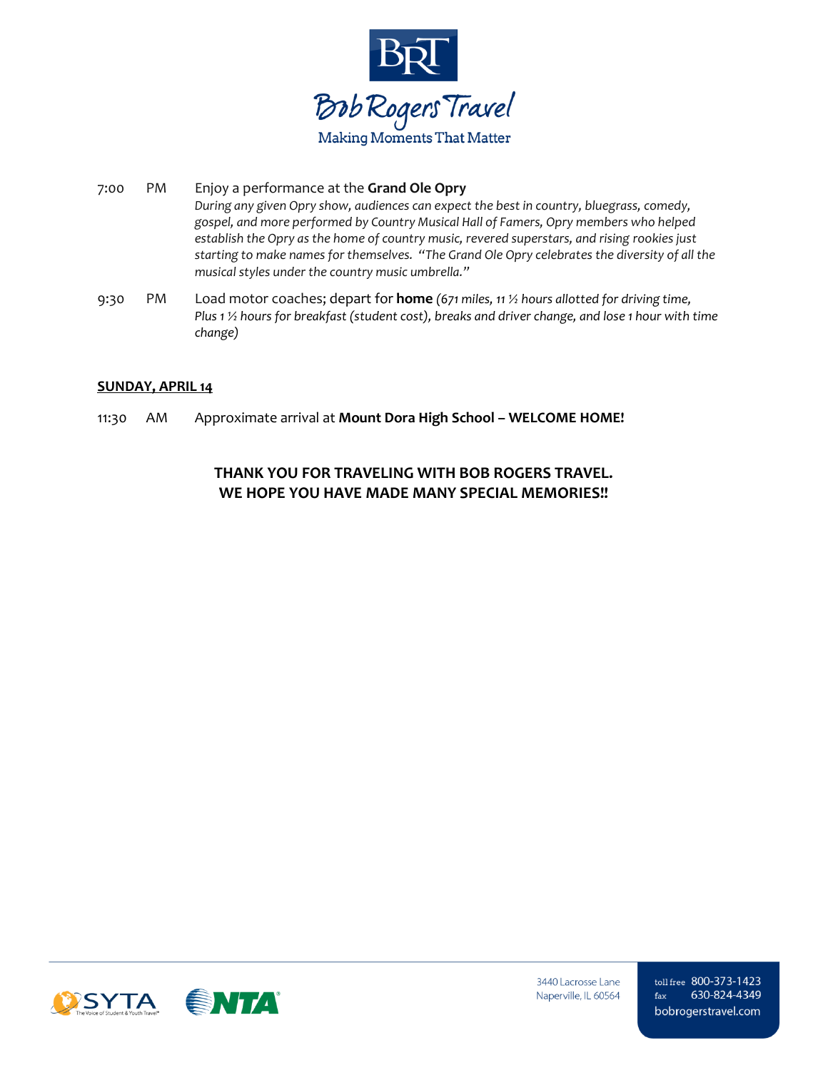7:00 PM Enjoy a performance at the **Grand Ole Opry**
*During any given Opry show, audiences can expect the best in country, bluegrass, comedy, gospel, and more performed by Country Musical Hall of Famers, Opry members who helped establish the Opry as the home of country music, revered superstars, and rising rookies just starting to make names for themselves. "The Grand Ole Opry celebrates the diversity of all the musical styles under the country music umbrella."*

9:30 PM Load motor coaches; depart for **home** *(671 miles, 11 ½ hours allotted for driving time, Plus 1 ½ hours for breakfast (student cost), breaks and driver change, and lose 1 hour with time change)*

**SUNDAY, APRIL 14**

11:30 AM Approximate arrival at **Mount Dora High School – WELCOME HOME!**

**THANK YOU FOR TRAVELING WITH BOB ROGERS TRAVEL.**
**WE HOPE YOU HAVE MADE MANY SPECIAL MEMORIES!!**